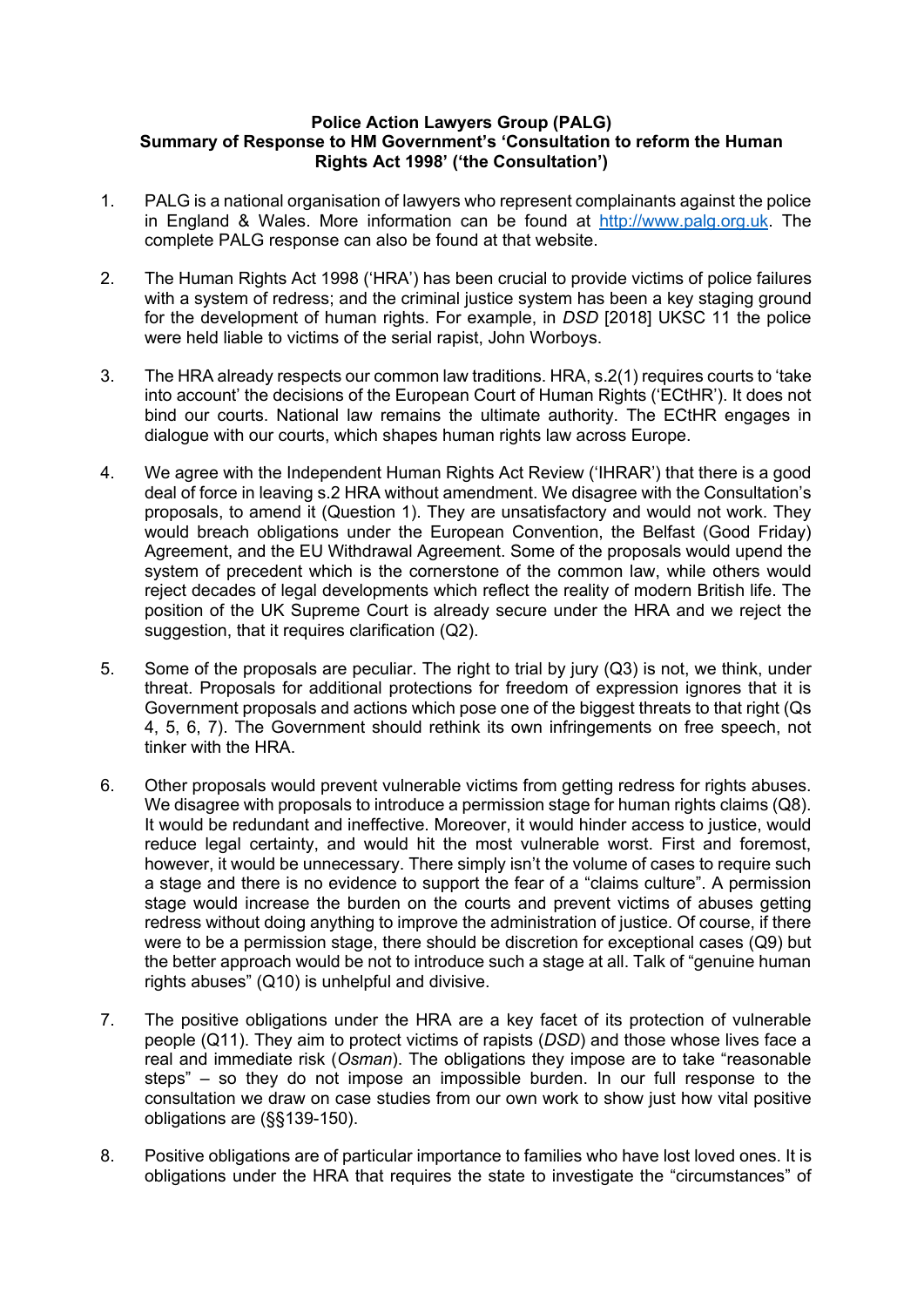**Police Action Lawyers Group (PALG)**
**Summary of Response to HM Government's 'Consultation to reform the Human Rights Act 1998' ('the Consultation')**

1. PALG is a national organisation of lawyers who represent complainants against the police in England & Wales. More information can be found at [http://www.palg.org.uk](http://www.palg.org.uk). The complete PALG response can also be found at that website.

2. The Human Rights Act 1998 ('HRA') has been crucial to provide victims of police failures with a system of redress; and the criminal justice system has been a key staging ground for the development of human rights. For example, in *DSD* [2018] UKSC 11 the police were held liable to victims of the serial rapist, John Worboys.

3. The HRA already respects our common law traditions. HRA, s.2(1) requires courts to 'take into account' the decisions of the European Court of Human Rights ('ECtHR'). It does not bind our courts. National law remains the ultimate authority. The ECtHR engages in dialogue with our courts, which shapes human rights law across Europe.

4. We agree with the Independent Human Rights Act Review ('IHRAR') that there is a good deal of force in leaving s.2 HRA without amendment. We disagree with the Consultation's proposals, to amend it (Question 1). They are unsatisfactory and would not work. They would breach obligations under the European Convention, the Belfast (Good Friday) Agreement, and the EU Withdrawal Agreement. Some of the proposals would upend the system of precedent which is the cornerstone of the common law, while others would reject decades of legal developments which reflect the reality of modern British life. The position of the UK Supreme Court is already secure under the HRA and we reject the suggestion, that it requires clarification (Q2).

5. Some of the proposals are peculiar. The right to trial by jury (Q3) is not, we think, under threat. Proposals for additional protections for freedom of expression ignores that it is Government proposals and actions which pose one of the biggest threats to that right (Qs 4, 5, 6, 7). The Government should rethink its own infringements on free speech, not tinker with the HRA.

6. Other proposals would prevent vulnerable victims from getting redress for rights abuses. We disagree with proposals to introduce a permission stage for human rights claims (Q8). It would be redundant and ineffective. Moreover, it would hinder access to justice, would reduce legal certainty, and would hit the most vulnerable worst. First and foremost, however, it would be unnecessary. There simply isn't the volume of cases to require such a stage and there is no evidence to support the fear of a "claims culture". A permission stage would increase the burden on the courts and prevent victims of abuses getting redress without doing anything to improve the administration of justice. Of course, if there were to be a permission stage, there should be discretion for exceptional cases (Q9) but the better approach would be not to introduce such a stage at all. Talk of "genuine human rights abuses" (Q10) is unhelpful and divisive.

7. The positive obligations under the HRA are a key facet of its protection of vulnerable people (Q11). They aim to protect victims of rapists (*DSD*) and those whose lives face a real and immediate risk (*Osman*). The obligations they impose are to take "reasonable steps" – so they do not impose an impossible burden. In our full response to the consultation we draw on case studies from our own work to show just how vital positive obligations are (§§139-150).

8. Positive obligations are of particular importance to families who have lost loved ones. It is obligations under the HRA that requires the state to investigate the "circumstances" of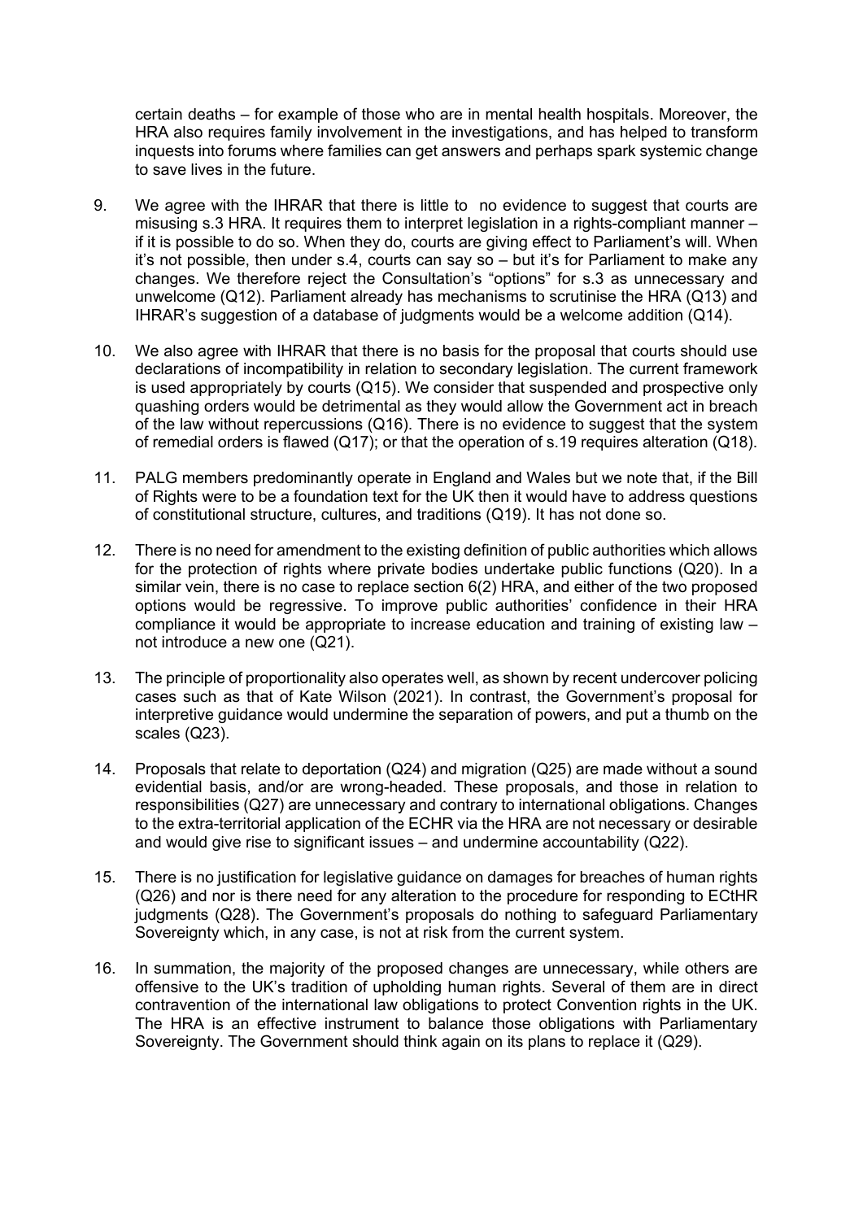certain deaths – for example of those who are in mental health hospitals. Moreover, the HRA also requires family involvement in the investigations, and has helped to transform inquests into forums where families can get answers and perhaps spark systemic change to save lives in the future.

9. We agree with the IHRAR that there is little to no evidence to suggest that courts are misusing s.3 HRA. It requires them to interpret legislation in a rights-compliant manner – if it is possible to do so. When they do, courts are giving effect to Parliament's will. When it's not possible, then under s.4, courts can say so – but it's for Parliament to make any changes. We therefore reject the Consultation's "options" for s.3 as unnecessary and unwelcome (Q12). Parliament already has mechanisms to scrutinise the HRA (Q13) and IHRAR's suggestion of a database of judgments would be a welcome addition (Q14).

10. We also agree with IHRAR that there is no basis for the proposal that courts should use declarations of incompatibility in relation to secondary legislation. The current framework is used appropriately by courts (Q15). We consider that suspended and prospective only quashing orders would be detrimental as they would allow the Government act in breach of the law without repercussions (Q16). There is no evidence to suggest that the system of remedial orders is flawed (Q17); or that the operation of s.19 requires alteration (Q18).

11. PALG members predominantly operate in England and Wales but we note that, if the Bill of Rights were to be a foundation text for the UK then it would have to address questions of constitutional structure, cultures, and traditions (Q19). It has not done so.

12. There is no need for amendment to the existing definition of public authorities which allows for the protection of rights where private bodies undertake public functions (Q20). In a similar vein, there is no case to replace section 6(2) HRA, and either of the two proposed options would be regressive. To improve public authorities' confidence in their HRA compliance it would be appropriate to increase education and training of existing law – not introduce a new one (Q21).

13. The principle of proportionality also operates well, as shown by recent undercover policing cases such as that of Kate Wilson (2021). In contrast, the Government's proposal for interpretive guidance would undermine the separation of powers, and put a thumb on the scales (Q23).

14. Proposals that relate to deportation (Q24) and migration (Q25) are made without a sound evidential basis, and/or are wrong-headed. These proposals, and those in relation to responsibilities (Q27) are unnecessary and contrary to international obligations. Changes to the extra-territorial application of the ECHR via the HRA are not necessary or desirable and would give rise to significant issues – and undermine accountability (Q22).

15. There is no justification for legislative guidance on damages for breaches of human rights (Q26) and nor is there need for any alteration to the procedure for responding to ECtHR judgments (Q28). The Government's proposals do nothing to safeguard Parliamentary Sovereignty which, in any case, is not at risk from the current system.

16. In summation, the majority of the proposed changes are unnecessary, while others are offensive to the UK's tradition of upholding human rights. Several of them are in direct contravention of the international law obligations to protect Convention rights in the UK. The HRA is an effective instrument to balance those obligations with Parliamentary Sovereignty. The Government should think again on its plans to replace it (Q29).